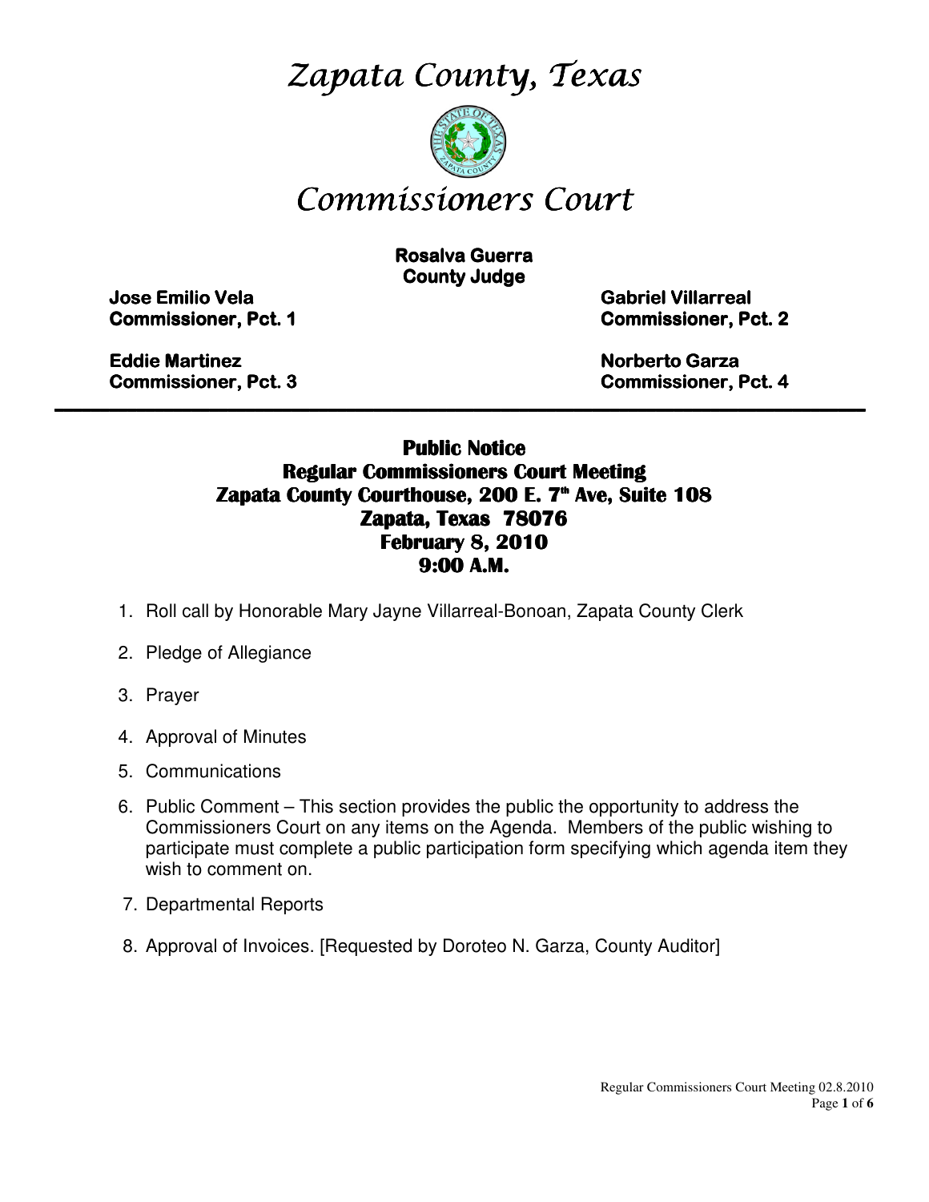# Zapata County, Texas

# Commissioners Court

**Rosalva Guerra**
**County Judge**

**Jose Emilio Vela**
**Commissioner, Pct. 1**

**Gabriel Villarreal**
**Commissioner, Pct. 2**

**Eddie Martinez**
**Commissioner, Pct. 3**

**Norberto Garza**
**Commissioner, Pct. 4**

---

## Public Notice
## Regular Commissioners Court Meeting
## Zapata County Courthouse, 200 E. 7th Ave, Suite 108
## Zapata, Texas 78076
## February 8, 2010
## 9:00 A.M.

1. Roll call by Honorable Mary Jayne Villarreal-Bonoan, Zapata County Clerk
2. Pledge of Allegiance
3. Prayer
4. Approval of Minutes
5. Communications
6. Public Comment – This section provides the public the opportunity to address the Commissioners Court on any items on the Agenda. Members of the public wishing to participate must complete a public participation form specifying which agenda item they wish to comment on.
7. Departmental Reports
8. Approval of Invoices. [Requested by Doroteo N. Garza, County Auditor]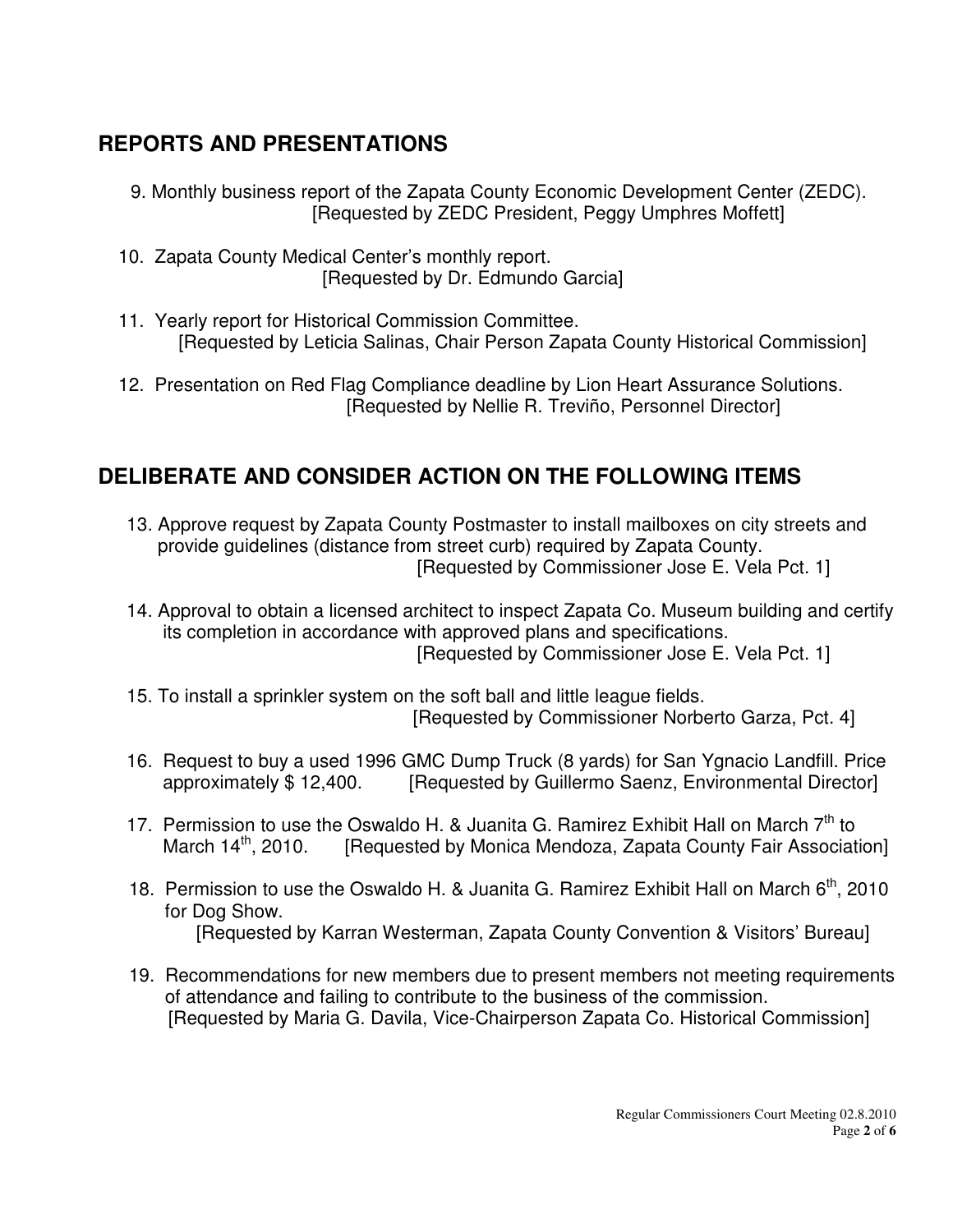## REPORTS AND PRESENTATIONS

9. Monthly business report of the Zapata County Economic Development Center (ZEDC).
[Requested by ZEDC President, Peggy Umphres Moffett]

10. Zapata County Medical Center's monthly report.
[Requested by Dr. Edmundo Garcia]

11. Yearly report for Historical Commission Committee.
[Requested by Leticia Salinas, Chair Person Zapata County Historical Commission]

12. Presentation on Red Flag Compliance deadline by Lion Heart Assurance Solutions.
[Requested by Nellie R. Treviño, Personnel Director]

## DELIBERATE AND CONSIDER ACTION ON THE FOLLOWING ITEMS

13. Approve request by Zapata County Postmaster to install mailboxes on city streets and provide guidelines (distance from street curb) required by Zapata County.
[Requested by Commissioner Jose E. Vela Pct. 1]

14. Approval to obtain a licensed architect to inspect Zapata Co. Museum building and certify its completion in accordance with approved plans and specifications.
[Requested by Commissioner Jose E. Vela Pct. 1]

15. To install a sprinkler system on the soft ball and little league fields.
[Requested by Commissioner Norberto Garza, Pct. 4]

16. Request to buy a used 1996 GMC Dump Truck (8 yards) for San Ygnacio Landfill. Price approximately $ 12,400. [Requested by Guillermo Saenz, Environmental Director]

17. Permission to use the Oswaldo H. & Juanita G. Ramirez Exhibit Hall on March 7th to March 14th, 2010. [Requested by Monica Mendoza, Zapata County Fair Association]

18. Permission to use the Oswaldo H. & Juanita G. Ramirez Exhibit Hall on March 6th, 2010 for Dog Show.
[Requested by Karran Westerman, Zapata County Convention & Visitors' Bureau]

19. Recommendations for new members due to present members not meeting requirements of attendance and failing to contribute to the business of the commission.
[Requested by Maria G. Davila, Vice-Chairperson Zapata Co. Historical Commission]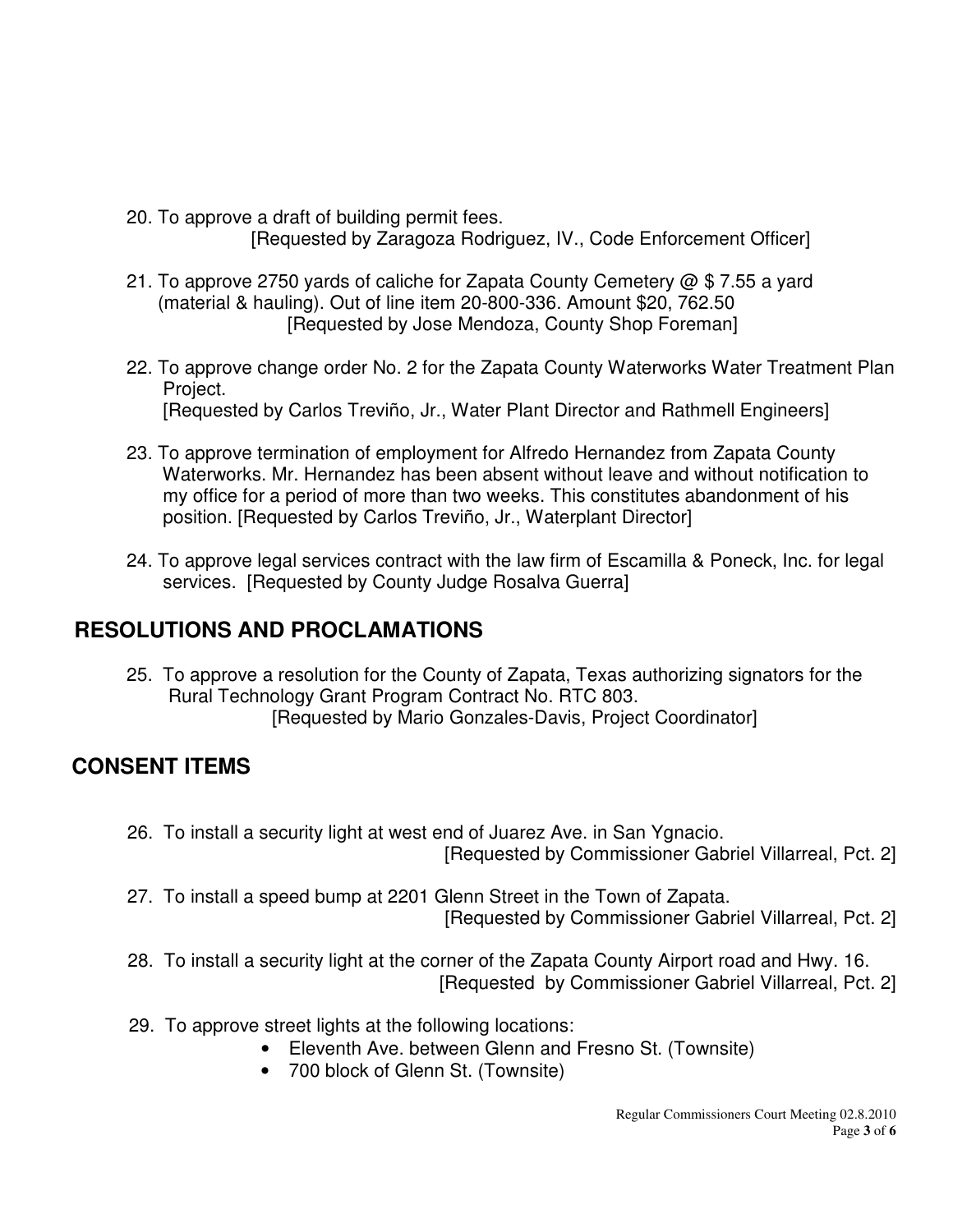20. To approve a draft of building permit fees.
[Requested by Zaragoza Rodriguez, IV., Code Enforcement Officer]

21. To approve 2750 yards of caliche for Zapata County Cemetery @ $ 7.55 a yard (material & hauling). Out of line item 20-800-336. Amount $20, 762.50
[Requested by Jose Mendoza, County Shop Foreman]

22. To approve change order No. 2 for the Zapata County Waterworks Water Treatment Plan Project.
[Requested by Carlos Treviño, Jr., Water Plant Director and Rathmell Engineers]

23. To approve termination of employment for Alfredo Hernandez from Zapata County Waterworks. Mr. Hernandez has been absent without leave and without notification to my office for a period of more than two weeks. This constitutes abandonment of his position. [Requested by Carlos Treviño, Jr., Waterplant Director]

24. To approve legal services contract with the law firm of Escamilla & Poneck, Inc. for legal services. [Requested by County Judge Rosalva Guerra]

## RESOLUTIONS AND PROCLAMATIONS

25. To approve a resolution for the County of Zapata, Texas authorizing signators for the Rural Technology Grant Program Contract No. RTC 803.
[Requested by Mario Gonzales-Davis, Project Coordinator]

## CONSENT ITEMS

26. To install a security light at west end of Juarez Ave. in San Ygnacio.
[Requested by Commissioner Gabriel Villarreal, Pct. 2]

27. To install a speed bump at 2201 Glenn Street in the Town of Zapata.
[Requested by Commissioner Gabriel Villarreal, Pct. 2]

28. To install a security light at the corner of the Zapata County Airport road and Hwy. 16.
[Requested by Commissioner Gabriel Villarreal, Pct. 2]

29. To approve street lights at the following locations:
    - Eleventh Ave. between Glenn and Fresno St. (Townsite)
    - 700 block of Glenn St. (Townsite)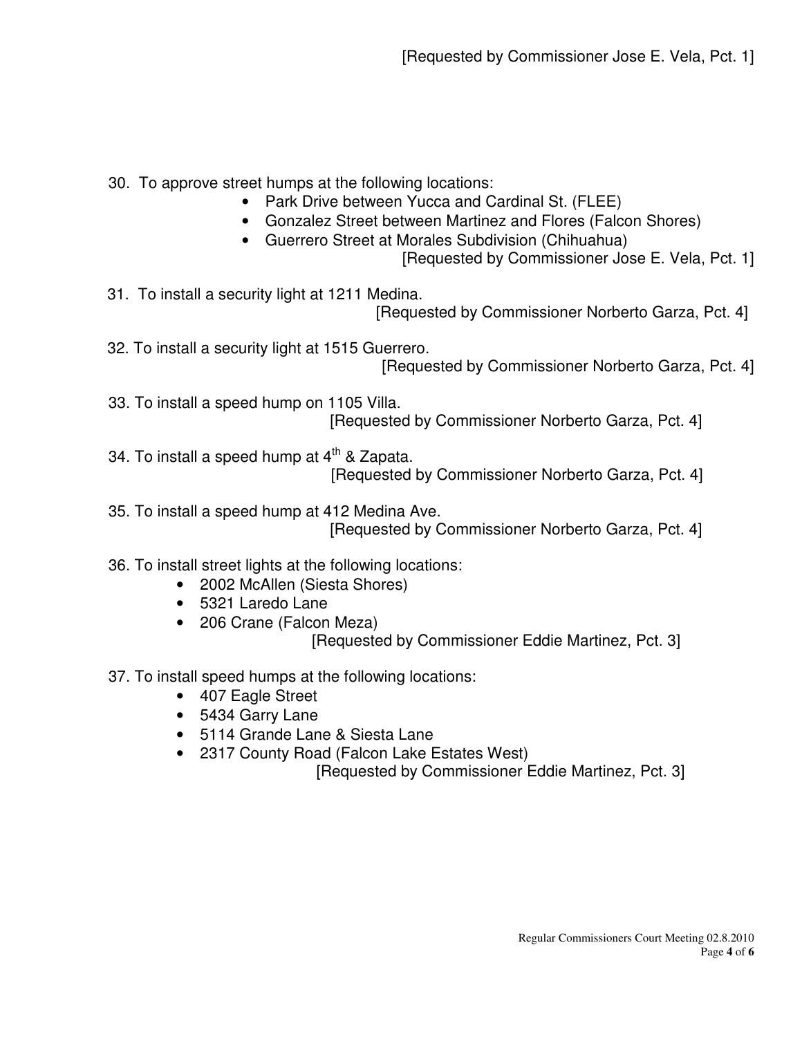[Requested by Commissioner Jose E. Vela, Pct. 1]

30. To approve street humps at the following locations:
    - Park Drive between Yucca and Cardinal St. (FLEE)
    - Gonzalez Street between Martinez and Flores (Falcon Shores)
    - Guerrero Street at Morales Subdivision (Chihuahua)

    [Requested by Commissioner Jose E. Vela, Pct. 1]

31. To install a security light at 1211 Medina.

    [Requested by Commissioner Norberto Garza, Pct. 4]

32. To install a security light at 1515 Guerrero.

    [Requested by Commissioner Norberto Garza, Pct. 4]

33. To install a speed hump on 1105 Villa.

    [Requested by Commissioner Norberto Garza, Pct. 4]

34. To install a speed hump at 4th & Zapata.

    [Requested by Commissioner Norberto Garza, Pct. 4]

35. To install a speed hump at 412 Medina Ave.

    [Requested by Commissioner Norberto Garza, Pct. 4]

36. To install street lights at the following locations:
    - 2002 McAllen (Siesta Shores)
    - 5321 Laredo Lane
    - 206 Crane (Falcon Meza)

    [Requested by Commissioner Eddie Martinez, Pct. 3]

37. To install speed humps at the following locations:
    - 407 Eagle Street
    - 5434 Garry Lane
    - 5114 Grande Lane & Siesta Lane
    - 2317 County Road (Falcon Lake Estates West)

    [Requested by Commissioner Eddie Martinez, Pct. 3]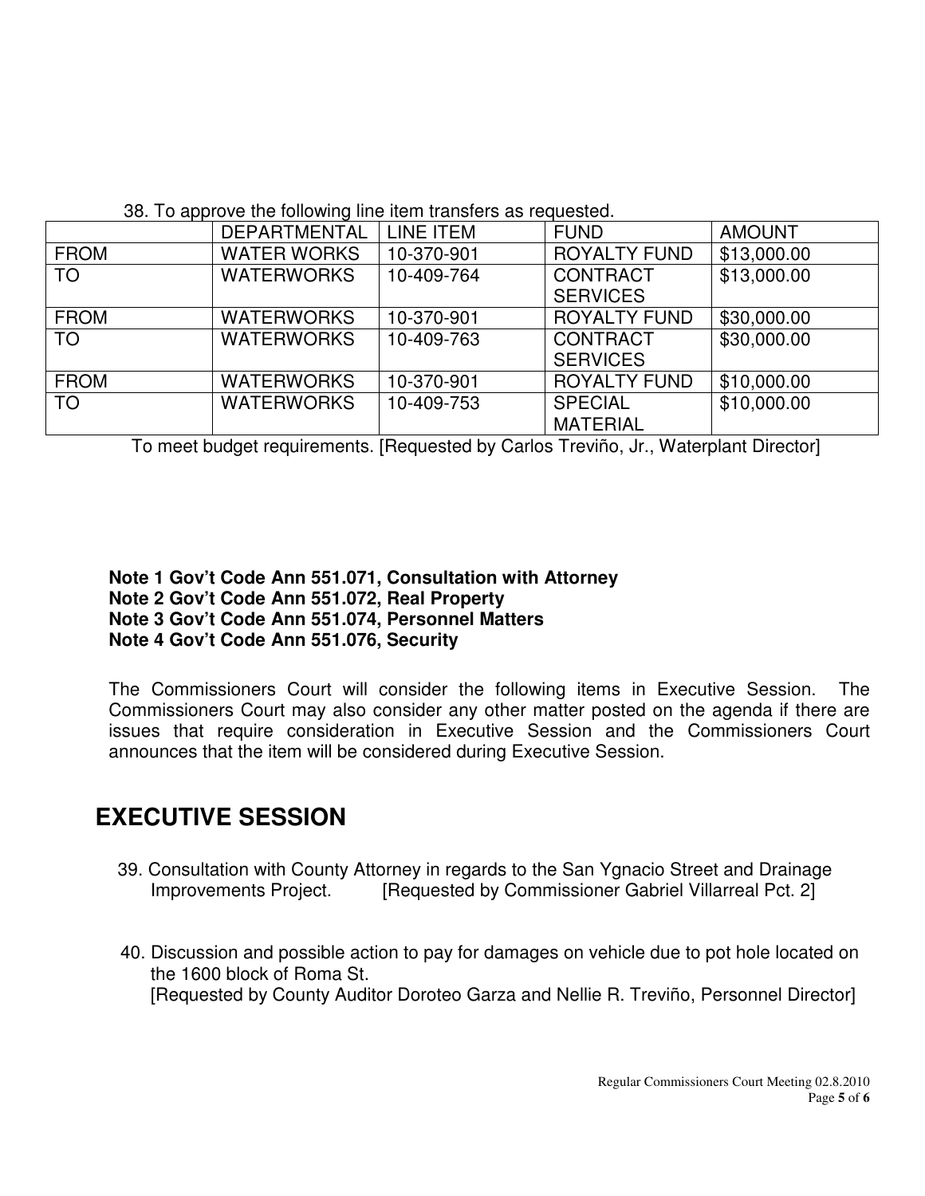38. To approve the following line item transfers as requested.

| | DEPARTMENTAL | LINE ITEM | FUND | AMOUNT |
|---|---|---|---|---|
| FROM | WATER WORKS | 10-370-901 | ROYALTY FUND | $13,000.00 |
| TO | WATERWORKS | 10-409-764 | CONTRACT SERVICES | $13,000.00 |
| FROM | WATERWORKS | 10-370-901 | ROYALTY FUND | $30,000.00 |
| TO | WATERWORKS | 10-409-763 | CONTRACT SERVICES | $30,000.00 |
| FROM | WATERWORKS | 10-370-901 | ROYALTY FUND | $10,000.00 |
| TO | WATERWORKS | 10-409-753 | SPECIAL MATERIAL | $10,000.00 |

To meet budget requirements. [Requested by Carlos Treviño, Jr., Waterplant Director]

**Note 1 Gov't Code Ann 551.071, Consultation with Attorney**
**Note 2 Gov't Code Ann 551.072, Real Property**
**Note 3 Gov't Code Ann 551.074, Personnel Matters**
**Note 4 Gov't Code Ann 551.076, Security**

The Commissioners Court will consider the following items in Executive Session. The Commissioners Court may also consider any other matter posted on the agenda if there are issues that require consideration in Executive Session and the Commissioners Court announces that the item will be considered during Executive Session.

# EXECUTIVE SESSION

39. Consultation with County Attorney in regards to the San Ygnacio Street and Drainage Improvements Project. [Requested by Commissioner Gabriel Villarreal Pct. 2]

40. Discussion and possible action to pay for damages on vehicle due to pot hole located on the 1600 block of Roma St.
[Requested by County Auditor Doroteo Garza and Nellie R. Treviño, Personnel Director]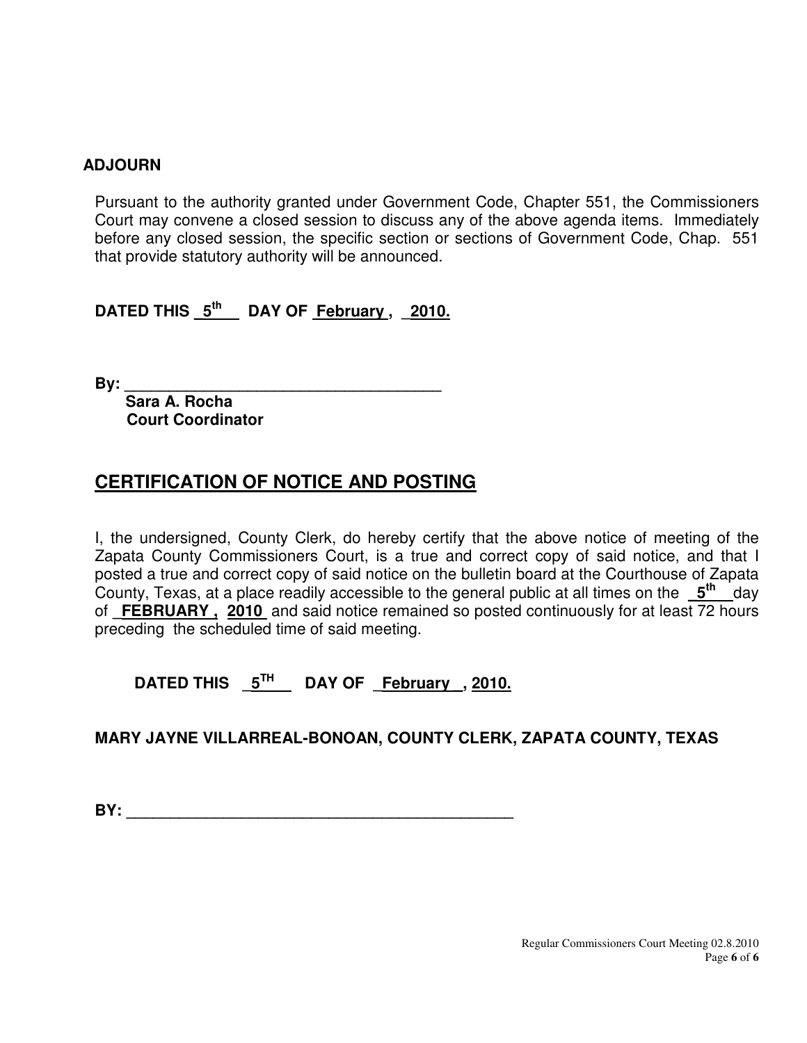**ADJOURN**

Pursuant to the authority granted under Government Code, Chapter 551, the Commissioners Court may convene a closed session to discuss any of the above agenda items. Immediately before any closed session, the specific section or sections of Government Code, Chap. 551 that provide statutory authority will be announced.

**DATED THIS 5th DAY OF February, 2010.**

**By: ____________________________________**
**Sara A. Rocha**
**Court Coordinator**

## CERTIFICATION OF NOTICE AND POSTING

I, the undersigned, County Clerk, do hereby certify that the above notice of meeting of the Zapata County Commissioners Court, is a true and correct copy of said notice, and that I posted a true and correct copy of said notice on the bulletin board at the Courthouse of Zapata County, Texas, at a place readily accessible to the general public at all times on the **5th** day of **FEBRUARY, 2010** and said notice remained so posted continuously for at least 72 hours preceding the scheduled time of said meeting.

**DATED THIS 5TH DAY OF February, 2010.**

**MARY JAYNE VILLARREAL-BONOAN, COUNTY CLERK, ZAPATA COUNTY, TEXAS**

**BY: ____________________________________________**